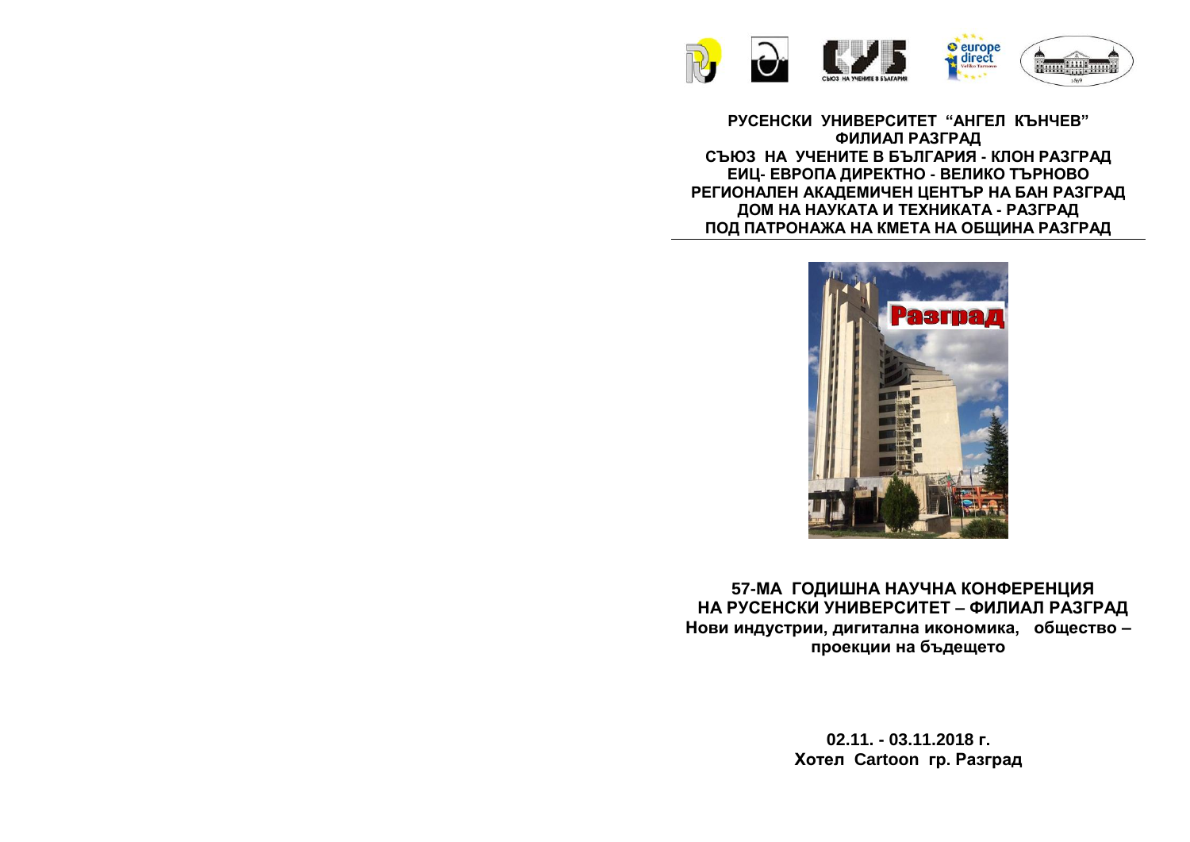**РУСЕНСКИ УНИВЕРСИТЕТ "АНГЕЛ КЪНЧЕВ"**
**ФИЛИАЛ РАЗГРАД**
**СЪЮЗ НА УЧЕНИТЕ В БЪЛГАРИЯ - КЛОН РАЗГРАД**
**ЕИЦ- ЕВРОПА ДИРЕКТНО - ВЕЛИКО ТЪРНОВО**
**РЕГИОНАЛЕН АКАДЕМИЧЕН ЦЕНТЪР НА БАН РАЗГРАД**
**ДОМ НА НАУКАТА И ТЕХНИКАТА - РАЗГРАД**
**ПОД ПАТРОНАЖА НА КМЕТА НА ОБЩИНА РАЗГРАД**

# 57-МА ГОДИШНА НАУЧНА КОНФЕРЕНЦИЯ НА РУСЕНСКИ УНИВЕРСИТЕТ – ФИЛИАЛ РАЗГРАД

## Нови индустрии, дигитална икономика, общество – проекции на бъдещето

**02.11. - 03.11.2018 г.**
**Хотел Cartoon гр. Разград**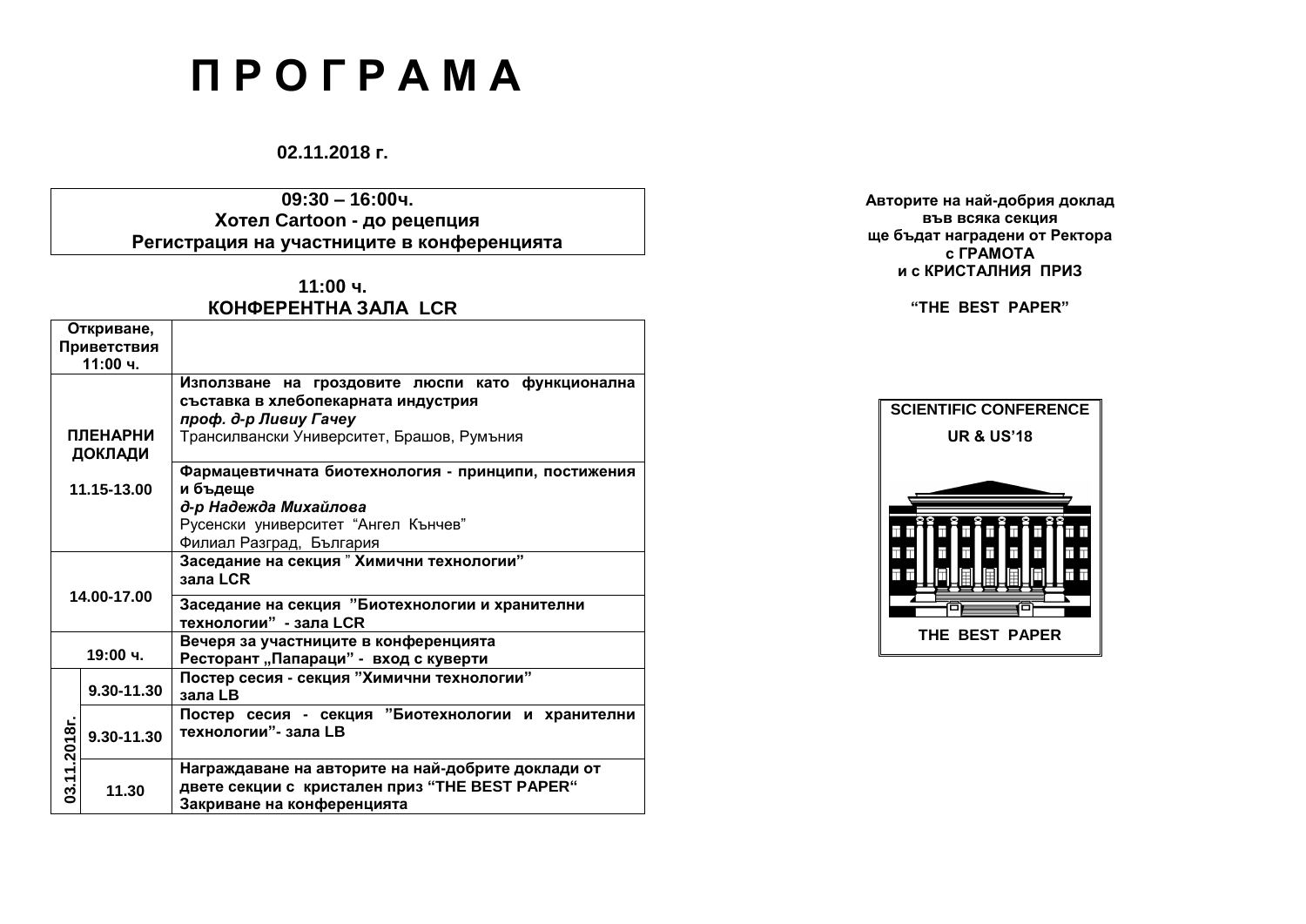# П Р О Г Р А М А

**02.11.2018 г.**

| **09:30 – 16:00ч.** **Хотел Cartoon - до рецепция** **Регистрация на участниците в конференцията** |
|---|

**11:00 ч.**
**КОНФЕРЕНТНА ЗАЛА LCR**

| | |
|---|---|
| **Откриване, Приветствия 11:00 ч.** | |
| **ПЛЕНАРНИ ДОКЛАДИ 11.15-13.00** | **Използване на гроздовите люспи като функционална съставка в хлебопекарната индустрия** ***проф. д-р Ливиу Гачеу*** Трансилвански Университет, Брашов, Румъния |
| | **Фармацевтичната биотехнология - принципи, постижения и бъдеще** ***д-р Надежда Михайлова*** Русенски университет "Ангел Кънчев" Филиал Разград, България |
| **14.00-17.00** | **Заседание на секция " Химични технологии" зала LCR** |
| | **Заседание на секция "Биотехнологии и хранителни технологии" - зала LCR** |
| **19:00 ч.** | **Вечеря за участниците в конференцията** **Ресторант „Папараци" - вход с куверти** |
| **03.11.2018г. 9.30-11.30** | **Постер сесия - секция "Химични технологии" зала LB** |
| **03.11.2018г. 9.30-11.30** | **Постер сесия - секция "Биотехнологии и хранителни технологии"- зала LB** |
| **03.11.2018г. 11.30** | **Награждаване на авторите на най-добрите доклади от двете секции с кристален приз "THE BEST PAPER"** **Закриване на конференцията** |

**Авторите на най-добрия доклад във всяка секция ще бъдат наградени от Ректора с ГРАМОТА и с КРИСТАЛНИЯ ПРИЗ**

**"THE BEST PAPER"**

**SCIENTIFIC CONFERENCE**
**UR & US'18**

**THE BEST PAPER**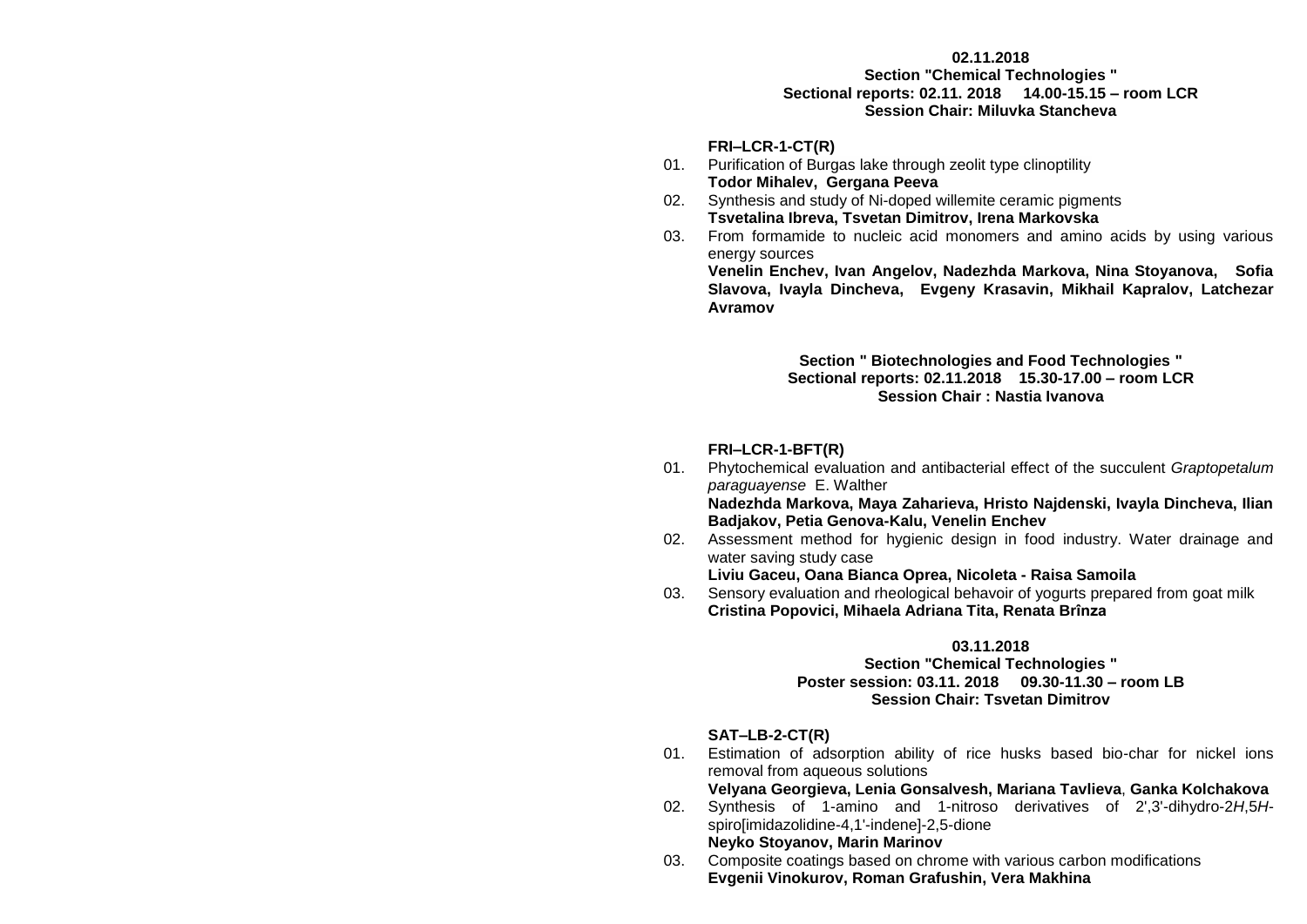**02.11.2018**
**Section "Chemical Technologies "**
**Sectional reports: 02.11. 2018 14.00-15.15 – room LCR**
**Session Chair: Miluvka Stancheva**

**FRI–LCR-1-CT(R)**

01. Purification of Burgas lake through zeolit type clinoptility
    **Todor Mihalev, Gergana Peeva**
02. Synthesis and study of Ni-doped willemite ceramic pigments
    **Tsvetalina Ibreva, Tsvetan Dimitrov, Irena Markovska**
03. From formamide to nucleic acid monomers and amino acids by using various energy sources
    **Venelin Enchev, Ivan Angelov, Nadezhda Markova, Nina Stoyanova, Sofia Slavova, Ivayla Dincheva, Evgeny Krasavin, Mikhail Kapralov, Latchezar Avramov**

**Section " Biotechnologies and Food Technologies "**
**Sectional reports: 02.11.2018 15.30-17.00 – room LCR**
**Session Chair : Nastia Ivanova**

**FRI–LCR-1-BFT(R)**

01. Phytochemical evaluation and antibacterial effect of the succulent *Graptopetalum paraguayense* E. Walther
    **Nadezhda Markova, Maya Zaharieva, Hristo Najdenski, Ivayla Dincheva, Ilian Badjakov, Petia Genova-Kalu, Venelin Enchev**
02. Assessment method for hygienic design in food industry. Water drainage and water saving study case
    **Liviu Gaceu, Oana Bianca Oprea, Nicoleta - Raisa Samoila**
03. Sensory evaluation and rheological behavoir of yogurts prepared from goat milk
    **Cristina Popovici, Mihaela Adriana Tita, Renata Brînza**

**03.11.2018**
**Section "Chemical Technologies "**
**Poster session: 03.11. 2018 09.30-11.30 – room LB**
**Session Chair: Tsvetan Dimitrov**

**SAT–LB-2-CT(R)**

01. Estimation of adsorption ability of rice husks based bio-char for nickel ions removal from aqueous solutions
    **Velyana Georgieva, Lenia Gonsalvesh, Mariana Tavlieva**, **Ganka Kolchakova**
02. Synthesis of 1-amino and 1-nitroso derivatives of 2',3'-dihydro-2*H*,5*H*-spiro[imidazolidine-4,1'-indene]-2,5-dione
    **Neyko Stoyanov, Marin Marinov**
03. Composite coatings based on chrome with various carbon modifications
    **Evgenii Vinokurov, Roman Grafushin, Vera Makhina**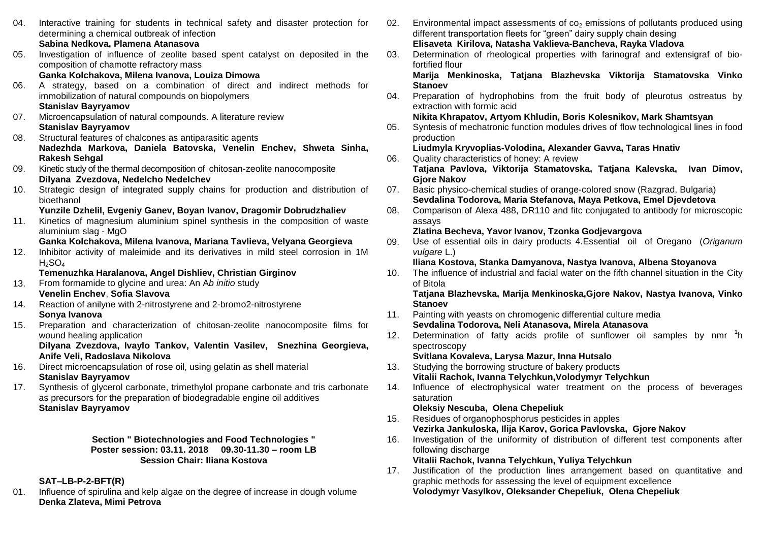04. Interactive training for students in technical safety and disaster protection for determining a chemical outbreak of infection
**Sabina Nedkova, Plamena Atanasova**

05. Investigation of influence of zeolite based spent catalyst on deposited in the composition of chamotte refractory mass
**Ganka Kolchakova, Milena Ivanova, Louiza Dimowa**

06. A strategy, based on a combination of direct and indirect methods for immobilization of natural compounds on biopolymers
**Stanislav Bayryamov**

07. Microencapsulation of natural compounds. A literature review
**Stanislav Bayryamov**

08. Structural features of chalcones as antiparasitic agents
**Nadezhda Markova, Daniela Batovska, Venelin Enchev, Shweta Sinha, Rakesh Sehgal**

09. Kinetic study of the thermal decomposition of chitosan-zeolite nanocomposite
**Dilyana Zvezdova, Nedelcho Nedelchev**

10. Strategic design of integrated supply chains for production and distribution of bioethanol
**Yunzile Dzhelil, Evgeniy Ganev, Boyan Ivanov, Dragomir Dobrudzhaliev**

11. Kinetics of magnesium aluminium spinel synthesis in the composition of waste aluminium slag - MgO
**Ganka Kolchakova, Milena Ivanova, Mariana Tavlieva, Velyana Georgieva**

12. Inhibitor activity of maleimide and its derivatives in mild steel corrosion in 1M $H_2SO_4$
**Temenuzhka Haralanova, Angel Dishliev, Christian Girginov**

13. From formamide to glycine and urea: An A*b initio* study
**Venelin Enchev**, **Sofia Slavova**

14. Reaction of anilyne with 2-nitrostyrene and 2-bromo2-nitrostyrene
**Sonya Ivanova**

15. Preparation and characterization of chitosan-zeolite nanocomposite films for wound healing application
**Dilyana Zvezdova, Ivaylo Tankov, Valentin Vasilev, Snezhina Georgieva, Anife Veli, Radoslava Nikolova**

16. Direct microencapsulation of rose oil, using gelatin as shell material
**Stanislav Bayryamov**

17. Synthesis of glycerol carbonate, trimethylol propane carbonate and tris carbonate as precursors for the preparation of biodegradable engine oil additives
**Stanislav Bayryamov**

**Section " Biotechnologies and Food Technologies "**
**Poster session: 03.11. 2018 09.30-11.30 – room LB**
**Session Chair: Iliana Kostova**

**SAT–LB-P-2-BFT(R)**

01. Influence of spirulina and kelp algae on the degree of increase in dough volume
**Denka Zlateva, Mimi Petrova**

02. Environmental impact assessments of $co_2$ emissions of pollutants produced using different transportation fleets for "green" dairy supply chain desing
**Elisaveta Kirilova, Natasha Vaklieva-Bancheva, Rayka Vladova**

03. Determination of rheological properties with farinograf and extensigraf of bio-fortified flour
**Marija Menkinoska, Tatjana Blazhevska Viktorija Stamatovska Vinko Stanoev**

04. Preparation of hydrophobins from the fruit body of pleurotus ostreatus by extraction with formic acid
**Nikita Khrapatov, Artyom Khludin, Boris Kolesnikov, Mark Shamtsyan**

05. Syntesis of mechatronic function modules drives of flow technological lines in food production
**Liudmyla Kryvoplias-Volodina, Alexander Gavva, Taras Hnativ**

06. Quality characteristics of honey: A review
**Tatjana Pavlova, Viktorija Stamatovska, Tatjana Kalevska, Ivan Dimov, Gjore Nakov**

07. Basic physico-chemical studies of orange-colored snow (Razgrad, Bulgaria)
**Sevdalina Todorova, Maria Stefanova, Maya Petkova, Emel Djevdetova**

08. Comparison of Alexa 488, DR110 and fitc conjugated to antibody for microscopic assays
**Zlatina Becheva, Yavor Ivanov, Tzonka Godjevargova**

09. Use of essential oils in dairy products 4.Essential oil of Oregano (*Origanum vulgare* L.)
**Iliana Kostova, Stanka Damyanova, Nastya Ivanova, Albena Stoyanova**

10. The influence of industrial and facial water on the fifth channel situation in the City of Bitola
**Tatjana Blazhevska, Marija Menkinoska,Gjore Nakov, Nastya Ivanova, Vinko Stanoev**

11. Painting with yeasts on chromogenic differential culture media
**Sevdalina Todorova, Neli Atanasova, Mirela Atanasova**

12. Determination of fatty acids profile of sunflower oil samples by nmr $^1$h spectroscopy
**Svitlana Kovaleva, Larysa Mazur, Inna Hutsalo**

13. Studying the borrowing structure of bakery products
**Vitalii Rachok, Ivanna Telychkun,Volodymyr Telychkun**

14. Influence of electrophysical water treatment on the process of beverages saturation
**Oleksiy Nescuba, Olena Chepeliuk**

15. Residues of organophosphorus pesticides in apples
**Vezirka Jankuloska, Ilija Karov, Gorica Pavlovska, Gjore Nakov**

16. Investigation of the uniformity of distribution of different test components after following discharge
**Vitalii Rachok, Ivanna Telychkun, Yuliya Telychkun**

17. Justification of the production lines arrangement based on quantitative and graphic methods for assessing the level of equipment excellence
**Volodymyr Vasylkov, Oleksander Chepeliuk, Olena Chepeliuk**